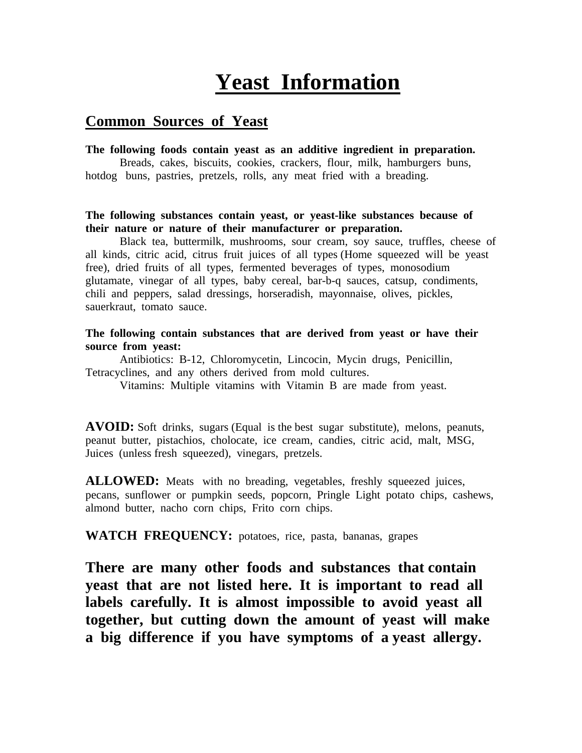# Yeast Information

## Common Sources of Yeast

**The following foods contain yeast as an additive ingredient in preparation.**
Breads, cakes, biscuits, cookies, crackers, flour, milk, hamburgers buns, hotdog buns, pastries, pretzels, rolls, any meat fried with a breading.

**The following substances contain yeast, or yeast-like substances because of their nature or nature of their manufacturer or preparation.**
Black tea, buttermilk, mushrooms, sour cream, soy sauce, truffles, cheese of all kinds, citric acid, citrus fruit juices of all types (Home squeezed will be yeast free), dried fruits of all types, fermented beverages of types, monosodium glutamate, vinegar of all types, baby cereal, bar-b-q sauces, catsup, condiments, chili and peppers, salad dressings, horseradish, mayonnaise, olives, pickles, sauerkraut, tomato sauce.

**The following contain substances that are derived from yeast or have their source from yeast:**
Antibiotics: B-12, Chloromycetin, Lincocin, Mycin drugs, Penicillin, Tetracyclines, and any others derived from mold cultures.
Vitamins: Multiple vitamins with Vitamin B are made from yeast.

**AVOID:** Soft drinks, sugars (Equal is the best sugar substitute), melons, peanuts, peanut butter, pistachios, cholocate, ice cream, candies, citric acid, malt, MSG, Juices (unless fresh squeezed), vinegars, pretzels.

**ALLOWED:** Meats with no breading, vegetables, freshly squeezed juices, pecans, sunflower or pumpkin seeds, popcorn, Pringle Light potato chips, cashews, almond butter, nacho corn chips, Frito corn chips.

**WATCH FREQUENCY:** potatoes, rice, pasta, bananas, grapes

**There are many other foods and substances that contain yeast that are not listed here. It is important to read all labels carefully. It is almost impossible to avoid yeast all together, but cutting down the amount of yeast will make a big difference if you have symptoms of a yeast allergy.**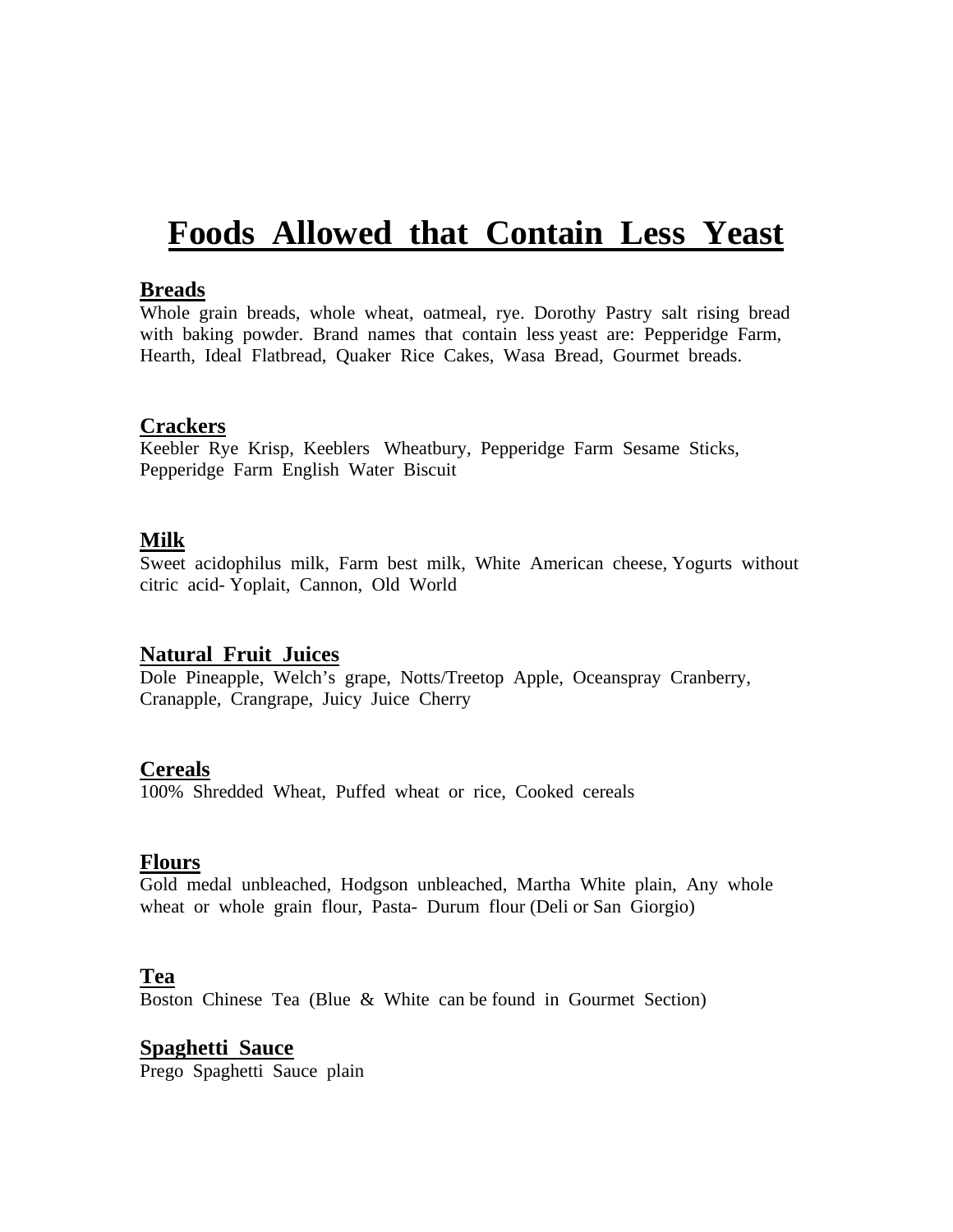# Foods Allowed that Contain Less Yeast

## Breads

Whole grain breads, whole wheat, oatmeal, rye. Dorothy Pastry salt rising bread with baking powder. Brand names that contain less yeast are: Pepperidge Farm, Hearth, Ideal Flatbread, Quaker Rice Cakes, Wasa Bread, Gourmet breads.

## Crackers

Keebler Rye Krisp, Keeblers Wheatbury, Pepperidge Farm Sesame Sticks, Pepperidge Farm English Water Biscuit

## Milk

Sweet acidophilus milk, Farm best milk, White American cheese, Yogurts without citric acid- Yoplait, Cannon, Old World

## Natural Fruit Juices

Dole Pineapple, Welch's grape, Notts/Treetop Apple, Oceanspray Cranberry, Cranapple, Crangrape, Juicy Juice Cherry

## Cereals

100% Shredded Wheat, Puffed wheat or rice, Cooked cereals

## Flours

Gold medal unbleached, Hodgson unbleached, Martha White plain, Any whole wheat or whole grain flour, Pasta- Durum flour (Deli or San Giorgio)

## Tea

Boston Chinese Tea (Blue & White can be found in Gourmet Section)

## Spaghetti Sauce

Prego Spaghetti Sauce plain